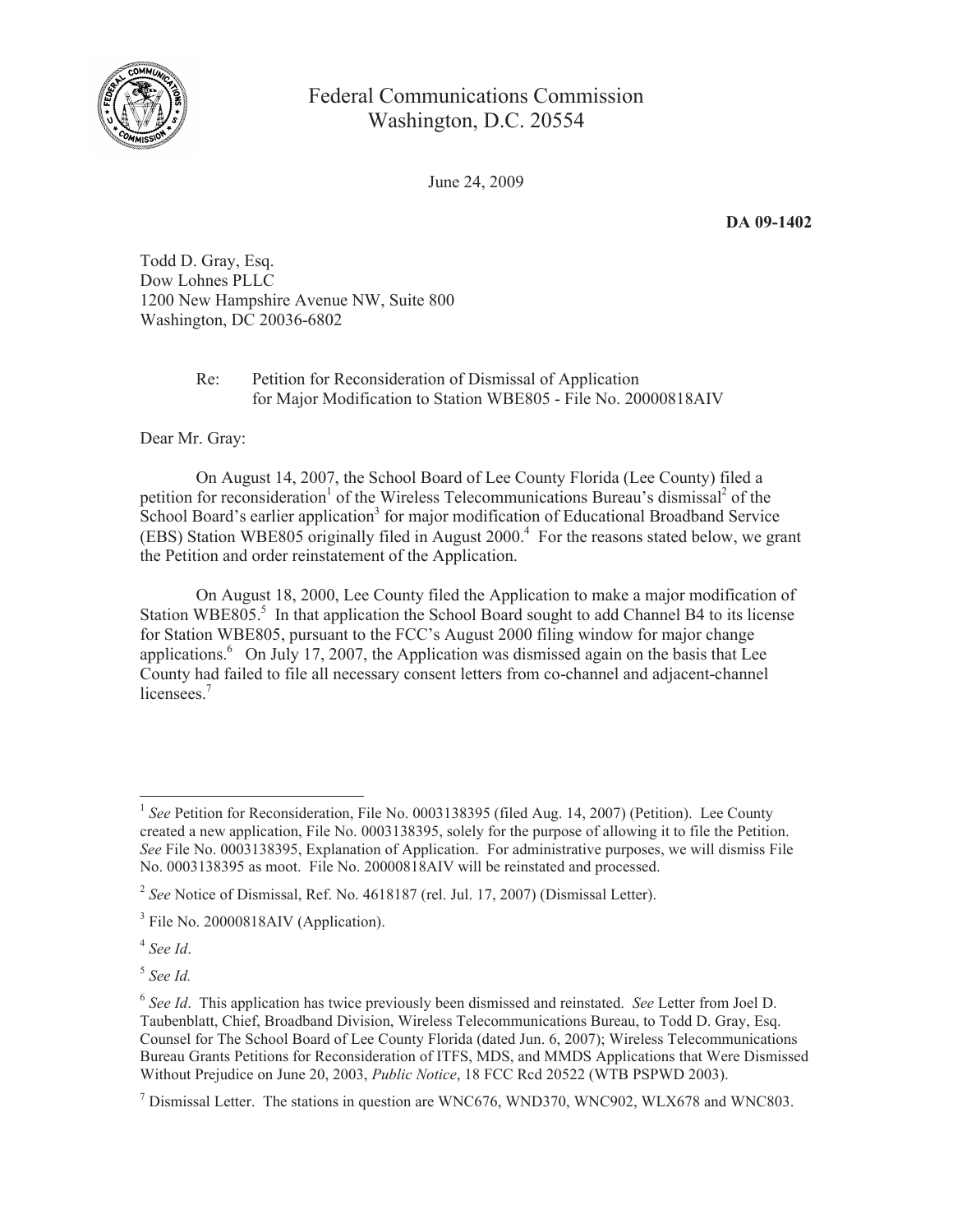Federal Communications Commission
Washington, D.C. 20554

June 24, 2009

**DA 09-1402**

Todd D. Gray, Esq.
Dow Lohnes PLLC
1200 New Hampshire Avenue NW, Suite 800
Washington, DC 20036-6802

Re: Petition for Reconsideration of Dismissal of Application for Major Modification to Station WBE805 - File No. 20000818AIV

Dear Mr. Gray:

On August 14, 2007, the School Board of Lee County Florida (Lee County) filed a petition for reconsideration[1] of the Wireless Telecommunications Bureau's dismissal[2] of the School Board's earlier application[3] for major modification of Educational Broadband Service (EBS) Station WBE805 originally filed in August 2000.[4] For the reasons stated below, we grant the Petition and order reinstatement of the Application.

On August 18, 2000, Lee County filed the Application to make a major modification of Station WBE805.[5] In that application the School Board sought to add Channel B4 to its license for Station WBE805, pursuant to the FCC's August 2000 filing window for major change applications.[6] On July 17, 2007, the Application was dismissed again on the basis that Lee County had failed to file all necessary consent letters from co-channel and adjacent-channel licensees.[7]

---

[1] *See* Petition for Reconsideration, File No. 0003138395 (filed Aug. 14, 2007) (Petition). Lee County created a new application, File No. 0003138395, solely for the purpose of allowing it to file the Petition. *See* File No. 0003138395, Explanation of Application. For administrative purposes, we will dismiss File No. 0003138395 as moot. File No. 20000818AIV will be reinstated and processed.

[2] *See* Notice of Dismissal, Ref. No. 4618187 (rel. Jul. 17, 2007) (Dismissal Letter).

[3] File No. 20000818AIV (Application).

[4] *See Id*.

[5] *See Id.*

[6] *See Id*. This application has twice previously been dismissed and reinstated. *See* Letter from Joel D. Taubenblatt, Chief, Broadband Division, Wireless Telecommunications Bureau, to Todd D. Gray, Esq. Counsel for The School Board of Lee County Florida (dated Jun. 6, 2007); Wireless Telecommunications Bureau Grants Petitions for Reconsideration of ITFS, MDS, and MMDS Applications that Were Dismissed Without Prejudice on June 20, 2003, *Public Notice*, 18 FCC Rcd 20522 (WTB PSPWD 2003).

[7] Dismissal Letter. The stations in question are WNC676, WND370, WNC902, WLX678 and WNC803.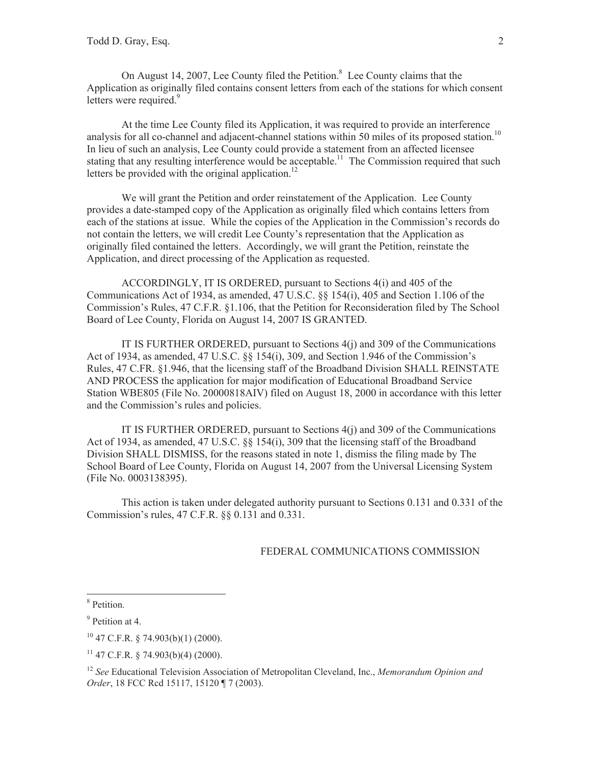On August 14, 2007, Lee County filed the Petition.[8] Lee County claims that the Application as originally filed contains consent letters from each of the stations for which consent letters were required.[9]

At the time Lee County filed its Application, it was required to provide an interference analysis for all co-channel and adjacent-channel stations within 50 miles of its proposed station.[10] In lieu of such an analysis, Lee County could provide a statement from an affected licensee stating that any resulting interference would be acceptable.[11] The Commission required that such letters be provided with the original application.[12]

We will grant the Petition and order reinstatement of the Application. Lee County provides a date-stamped copy of the Application as originally filed which contains letters from each of the stations at issue. While the copies of the Application in the Commission's records do not contain the letters, we will credit Lee County's representation that the Application as originally filed contained the letters. Accordingly, we will grant the Petition, reinstate the Application, and direct processing of the Application as requested.

ACCORDINGLY, IT IS ORDERED, pursuant to Sections 4(i) and 405 of the Communications Act of 1934, as amended, 47 U.S.C. §§ 154(i), 405 and Section 1.106 of the Commission's Rules, 47 C.F.R. §1.106, that the Petition for Reconsideration filed by The School Board of Lee County, Florida on August 14, 2007 IS GRANTED.

IT IS FURTHER ORDERED, pursuant to Sections 4(j) and 309 of the Communications Act of 1934, as amended, 47 U.S.C. §§ 154(i), 309, and Section 1.946 of the Commission's Rules, 47 C.FR. §1.946, that the licensing staff of the Broadband Division SHALL REINSTATE AND PROCESS the application for major modification of Educational Broadband Service Station WBE805 (File No. 20000818AIV) filed on August 18, 2000 in accordance with this letter and the Commission's rules and policies.

IT IS FURTHER ORDERED, pursuant to Sections 4(j) and 309 of the Communications Act of 1934, as amended, 47 U.S.C. §§ 154(i), 309 that the licensing staff of the Broadband Division SHALL DISMISS, for the reasons stated in note 1, dismiss the filing made by The School Board of Lee County, Florida on August 14, 2007 from the Universal Licensing System (File No. 0003138395).

This action is taken under delegated authority pursuant to Sections 0.131 and 0.331 of the Commission's rules, 47 C.F.R. §§ 0.131 and 0.331.

FEDERAL COMMUNICATIONS COMMISSION

---

[8] Petition.

[9] Petition at 4.

[10] 47 C.F.R. § 74.903(b)(1) (2000).

[11] 47 C.F.R. § 74.903(b)(4) (2000).

[12] *See* Educational Television Association of Metropolitan Cleveland, Inc., *Memorandum Opinion and Order*, 18 FCC Rcd 15117, 15120 ¶ 7 (2003).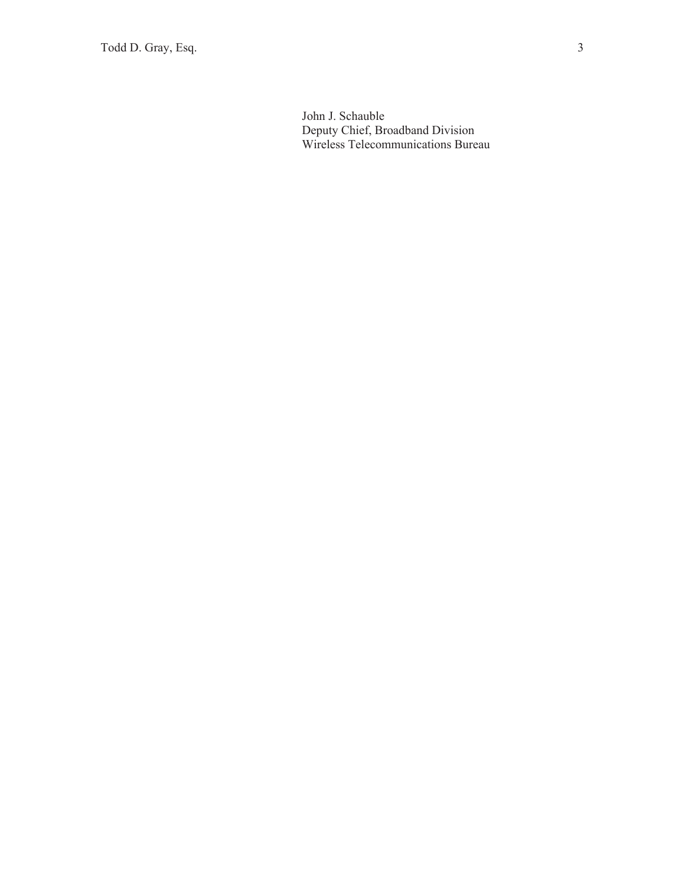John J. Schauble
Deputy Chief, Broadband Division
Wireless Telecommunications Bureau